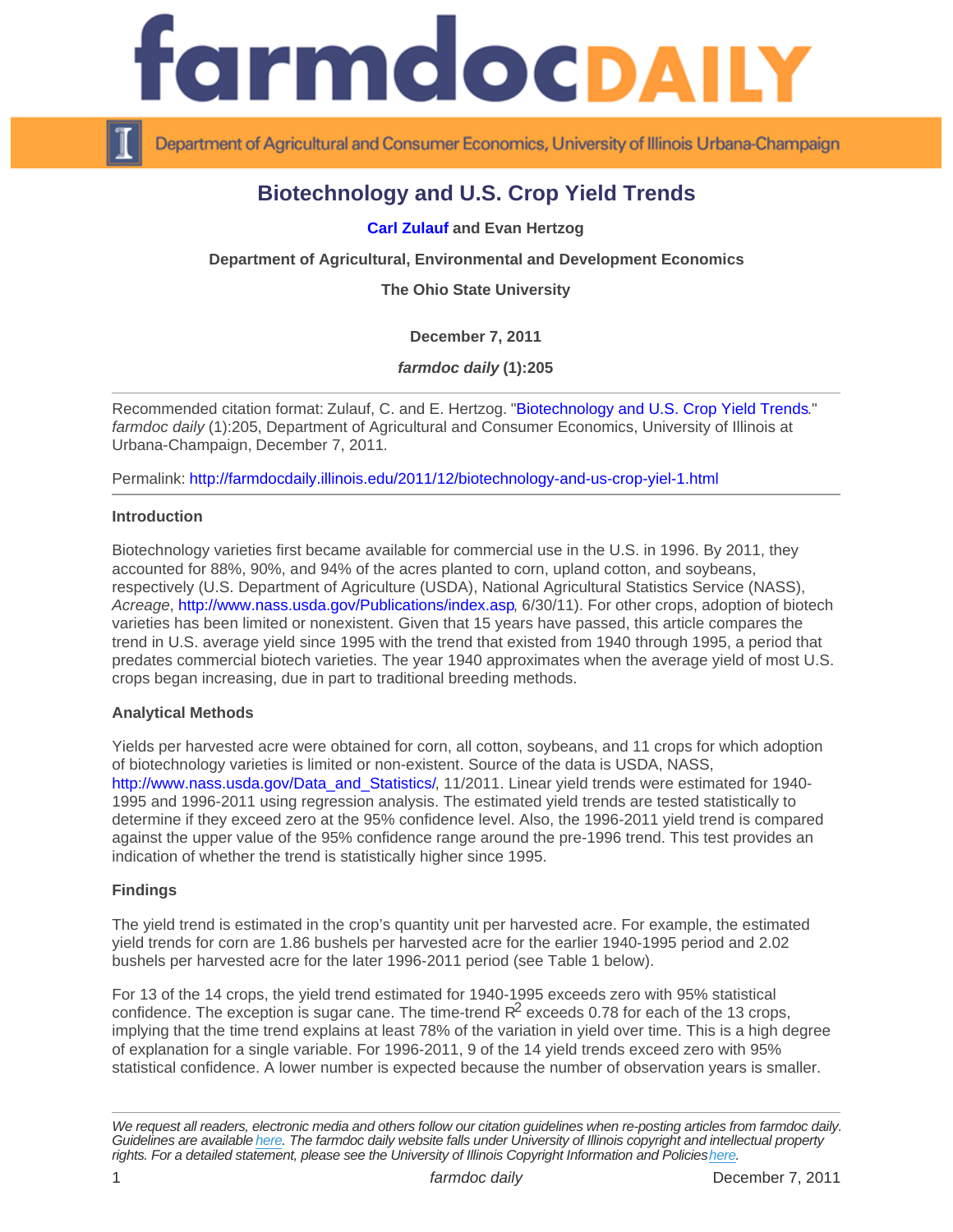# Biotechnology and U.S. Crop Yield Trends

**Carl Zulauf and Evan Hertzog**

**Department of Agricultural, Environmental and Development Economics**

**The Ohio State University**

**December 7, 2011**

***farmdoc daily* (1):205**

Recommended citation format: Zulauf, C. and E. Hertzog. "Biotechnology and U.S. Crop Yield Trends." *farmdoc daily* (1):205, Department of Agricultural and Consumer Economics, University of Illinois at Urbana-Champaign, December 7, 2011.

Permalink: http://farmdocdaily.illinois.edu/2011/12/biotechnology-and-us-crop-yiel-1.html

### Introduction

Biotechnology varieties first became available for commercial use in the U.S. in 1996. By 2011, they accounted for 88%, 90%, and 94% of the acres planted to corn, upland cotton, and soybeans, respectively (U.S. Department of Agriculture (USDA), National Agricultural Statistics Service (NASS), *Acreage*, http://www.nass.usda.gov/Publications/index.asp, 6/30/11). For other crops, adoption of biotech varieties has been limited or nonexistent. Given that 15 years have passed, this article compares the trend in U.S. average yield since 1995 with the trend that existed from 1940 through 1995, a period that predates commercial biotech varieties. The year 1940 approximates when the average yield of most U.S. crops began increasing, due in part to traditional breeding methods.

### Analytical Methods

Yields per harvested acre were obtained for corn, all cotton, soybeans, and 11 crops for which adoption of biotechnology varieties is limited or non-existent. Source of the data is USDA, NASS, http://www.nass.usda.gov/Data_and_Statistics/, 11/2011. Linear yield trends were estimated for 1940-1995 and 1996-2011 using regression analysis. The estimated yield trends are tested statistically to determine if they exceed zero at the 95% confidence level. Also, the 1996-2011 yield trend is compared against the upper value of the 95% confidence range around the pre-1996 trend. This test provides an indication of whether the trend is statistically higher since 1995.

### Findings

The yield trend is estimated in the crop's quantity unit per harvested acre. For example, the estimated yield trends for corn are 1.86 bushels per harvested acre for the earlier 1940-1995 period and 2.02 bushels per harvested acre for the later 1996-2011 period (see Table 1 below).

For 13 of the 14 crops, the yield trend estimated for 1940-1995 exceeds zero with 95% statistical confidence. The exception is sugar cane. The time-trend $R^2$ exceeds 0.78 for each of the 13 crops, implying that the time trend explains at least 78% of the variation in yield over time. This is a high degree of explanation for a single variable. For 1996-2011, 9 of the 14 yield trends exceed zero with 95% statistical confidence. A lower number is expected because the number of observation years is smaller.

*We request all readers, electronic media and others follow our citation guidelines when re-posting articles from farmdoc daily. Guidelines are available here. The farmdoc daily website falls under University of Illinois copyright and intellectual property rights. For a detailed statement, please see the University of Illinois Copyright Information and Policies here.*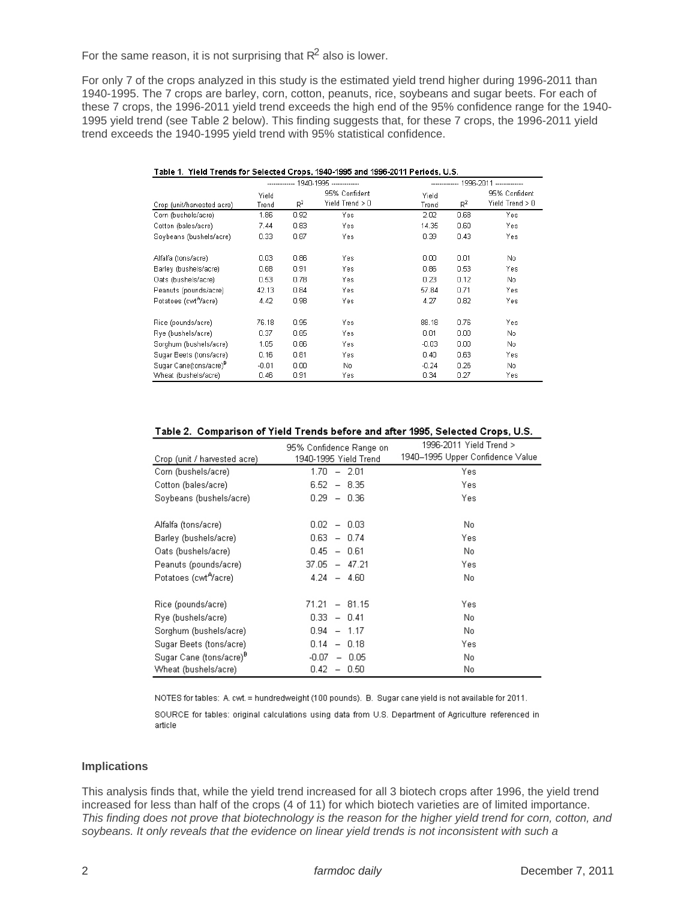For the same reason, it is not surprising that $R^2$ also is lower.

For only 7 of the crops analyzed in this study is the estimated yield trend higher during 1996-2011 than 1940-1995. The 7 crops are barley, corn, cotton, peanuts, rice, soybeans and sugar beets. For each of these 7 crops, the 1996-2011 yield trend exceeds the high end of the 95% confidence range for the 1940-1995 yield trend (see Table 2 below). This finding suggests that, for these 7 crops, the 1996-2011 yield trend exceeds the 1940-1995 yield trend with 95% statistical confidence.

**Table 1. Yield Trends for Selected Crops, 1940-1995 and 1996-2011 Periods, U.S.**

| | 1940-1995 | | | 1996-2011 | | |
|---|---|---|---|---|---|---|
| Crop (unit/harvested acre) | Yield Trend | $R^2$ | 95% Confident Yield Trend > 0 | Yield Trend | $R^2$ | 95% Confident Yield Trend > 0 |
| Corn (bushels/acre) | 1.86 | 0.92 | Yes | 2.02 | 0.68 | Yes |
| Cotton (bales/acre) | 7.44 | 0.83 | Yes | 14.35 | 0.60 | Yes |
| Soybeans (bushels/acre) | 0.33 | 0.87 | Yes | 0.39 | 0.43 | Yes |
| | | | | | | |
| Alfalfa (tons/acre) | 0.03 | 0.86 | Yes | 0.00 | 0.01 | No |
| Barley (bushels/acre) | 0.68 | 0.91 | Yes | 0.86 | 0.53 | Yes |
| Oats (bushels/acre) | 0.53 | 0.78 | Yes | 0.23 | 0.12 | No |
| Peanuts (pounds/acre) | 42.13 | 0.84 | Yes | 57.84 | 0.71 | Yes |
| Potatoes (cwt[A]/acre) | 4.42 | 0.98 | Yes | 4.27 | 0.82 | Yes |
| | | | | | | |
| Rice (pounds/acre) | 76.18 | 0.95 | Yes | 88.18 | 0.76 | Yes |
| Rye (bushels/acre) | 0.37 | 0.85 | Yes | 0.01 | 0.00 | No |
| Sorghum (bushels/acre) | 1.05 | 0.86 | Yes | -0.03 | 0.00 | No |
| Sugar Beets (tons/acre) | 0.16 | 0.81 | Yes | 0.40 | 0.63 | Yes |
| Sugar Cane(tons/acre)[B] | -0.01 | 0.00 | No | -0.24 | 0.26 | No |
| Wheat (bushels/acre) | 0.46 | 0.91 | Yes | 0.34 | 0.27 | Yes |

**Table 2. Comparison of Yield Trends before and after 1995, Selected Crops, U.S.**

| Crop (unit / harvested acre) | 95% Confidence Range on 1940-1995 Yield Trend | 1996-2011 Yield Trend > 1940–1995 Upper Confidence Value |
|---|---|---|
| Corn (bushels/acre) | 1.70 – 2.01 | Yes |
| Cotton (bales/acre) | 6.52 – 8.35 | Yes |
| Soybeans (bushels/acre) | 0.29 – 0.36 | Yes |
| | | |
| Alfalfa (tons/acre) | 0.02 – 0.03 | No |
| Barley (bushels/acre) | 0.63 – 0.74 | Yes |
| Oats (bushels/acre) | 0.45 – 0.61 | No |
| Peanuts (pounds/acre) | 37.05 – 47.21 | Yes |
| Potatoes (cwt[A]/acre) | 4.24 – 4.60 | No |
| | | |
| Rice (pounds/acre) | 71.21 – 81.15 | Yes |
| Rye (bushels/acre) | 0.33 – 0.41 | No |
| Sorghum (bushels/acre) | 0.94 – 1.17 | No |
| Sugar Beets (tons/acre) | 0.14 – 0.18 | Yes |
| Sugar Cane (tons/acre)[B] | -0.07 – 0.05 | No |
| Wheat (bushels/acre) | 0.42 – 0.50 | No |

NOTES for tables: A. cwt. = hundredweight (100 pounds). B. Sugar cane yield is not available for 2011.

SOURCE for tables: original calculations using data from U.S. Department of Agriculture referenced in article

### Implications

This analysis finds that, while the yield trend increased for all 3 biotech crops after 1996, the yield trend increased for less than half of the crops (4 of 11) for which biotech varieties are of limited importance. *This finding does not prove that biotechnology is the reason for the higher yield trend for corn, cotton, and soybeans. It only reveals that the evidence on linear yield trends is not inconsistent with such a*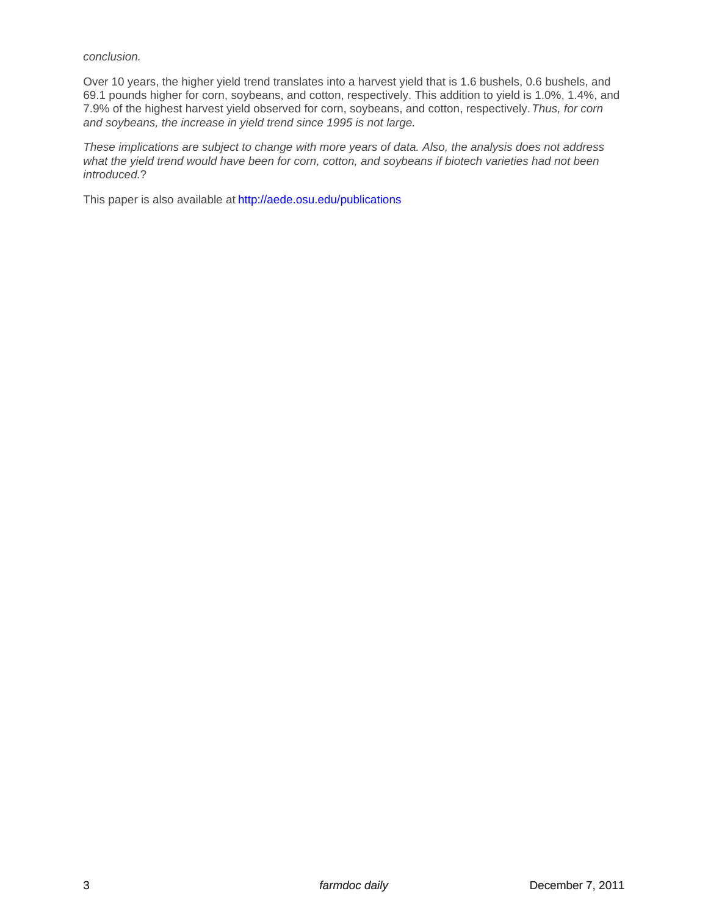*conclusion.*

Over 10 years, the higher yield trend translates into a harvest yield that is 1.6 bushels, 0.6 bushels, and 69.1 pounds higher for corn, soybeans, and cotton, respectively. This addition to yield is 1.0%, 1.4%, and 7.9% of the highest harvest yield observed for corn, soybeans, and cotton, respectively. *Thus, for corn and soybeans, the increase in yield trend since 1995 is not large.*

*These implications are subject to change with more years of data. Also, the analysis does not address what the yield trend would have been for corn, cotton, and soybeans if biotech varieties had not been introduced.*?

This paper is also available at http://aede.osu.edu/publications